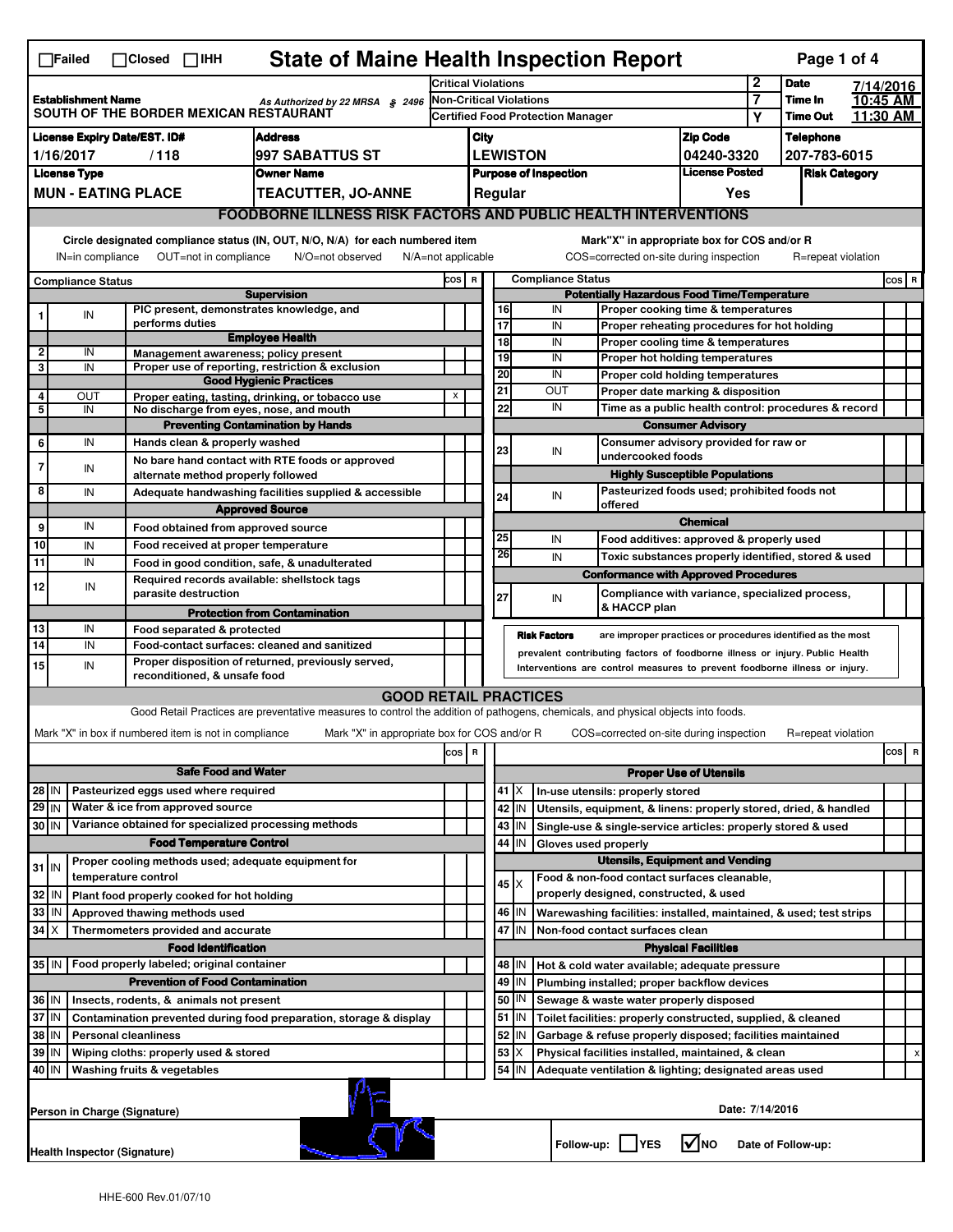☐Failed ☐Closed ☐IHH

# State of Maine Health Inspection Report

Page 1 of 4

| Establishment Name | As Authorized by 22 MRSA § 2496 | Critical Violations | 2 | Date | 7/14/2016 |
|---|---|---|---|---|---|
| SOUTH OF THE BORDER MEXICAN RESTAURANT | | Non-Critical Violations | 7 | Time In | 10:45 AM |
| | | Certified Food Protection Manager | Y | Time Out | 11:30 AM |

| License Expiry Date/EST. ID# | Address | City | Zip Code | Telephone |
|---|---|---|---|---|
| 1/16/2017 / 118 | 997 SABATTUS ST | LEWISTON | 04240-3320 | 207-783-6015 |

| License Type | Owner Name | Purpose of Inspection | License Posted | Risk Category |
|---|---|---|---|---|
| MUN - EATING PLACE | TEACUTTER, JO-ANNE | Regular | Yes | |

## FOODBORNE ILLNESS RISK FACTORS AND PUBLIC HEALTH INTERVENTIONS

Circle designated compliance status (IN, OUT, N/O, N/A) for each numbered item
IN=in compliance OUT=not in compliance N/O=not observed N/A=not applicable

Mark"X" in appropriate box for COS and/or R
COS=corrected on-site during inspection R=repeat violation

| # | Compliance Status | Item | COS | R |
|---|---|---|---|---|
| | | **Supervision** | | |
| 1 | IN | PIC present, demonstrates knowledge, and performs duties | | |
| | | **Employee Health** | | |
| 2 | IN | Management awareness; policy present | | |
| 3 | IN | Proper use of reporting, restriction & exclusion | | |
| | | **Good Hygienic Practices** | | |
| 4 | OUT | Proper eating, tasting, drinking, or tobacco use | X | |
| 5 | IN | No discharge from eyes, nose, and mouth | | |
| | | **Preventing Contamination by Hands** | | |
| 6 | IN | Hands clean & properly washed | | |
| 7 | IN | No bare hand contact with RTE foods or approved alternate method properly followed | | |
| 8 | IN | Adequate handwashing facilities supplied & accessible | | |
| | | **Approved Source** | | |
| 9 | IN | Food obtained from approved source | | |
| 10 | IN | Food received at proper temperature | | |
| 11 | IN | Food in good condition, safe, & unadulterated | | |
| 12 | IN | Required records available: shellstock tags parasite destruction | | |
| | | **Protection from Contamination** | | |
| 13 | IN | Food separated & protected | | |
| 14 | IN | Food-contact surfaces: cleaned and sanitized | | |
| 15 | IN | Proper disposition of returned, previously served, reconditioned, & unsafe food | | |
| | | **Potentially Hazardous Food Time/Temperature** | | |
| 16 | IN | Proper cooking time & temperatures | | |
| 17 | IN | Proper reheating procedures for hot holding | | |
| 18 | IN | Proper cooling time & temperatures | | |
| 19 | IN | Proper hot holding temperatures | | |
| 20 | IN | Proper cold holding temperatures | | |
| 21 | OUT | Proper date marking & disposition | | |
| 22 | IN | Time as a public health control: procedures & record | | |
| | | **Consumer Advisory** | | |
| 23 | IN | Consumer advisory provided for raw or undercooked foods | | |
| | | **Highly Susceptible Populations** | | |
| 24 | IN | Pasteurized foods used; prohibited foods not offered | | |
| | | **Chemical** | | |
| 25 | IN | Food additives: approved & properly used | | |
| 26 | IN | Toxic substances properly identified, stored & used | | |
| | | **Conformance with Approved Procedures** | | |
| 27 | IN | Compliance with variance, specialized process, & HACCP plan | | |

**Risk Factors** are improper practices or procedures identified as the most prevalent contributing factors of foodborne illness or injury. Public Health Interventions are control measures to prevent foodborne illness or injury.

## GOOD RETAIL PRACTICES

Good Retail Practices are preventative measures to control the addition of pathogens, chemicals, and physical objects into foods.

Mark "X" in box if numbered item is not in compliance Mark "X" in appropriate box for COS and/or R COS=corrected on-site during inspection R=repeat violation

| # | Status | Item | COS | R |
|---|---|---|---|---|
| | | **Safe Food and Water** | | |
| 28 | IN | Pasteurized eggs used where required | | |
| 29 | IN | Water & ice from approved source | | |
| 30 | IN | Variance obtained for specialized processing methods | | |
| | | **Food Temperature Control** | | |
| 31 | IN | Proper cooling methods used; adequate equipment for temperature control | | |
| 32 | IN | Plant food properly cooked for hot holding | | |
| 33 | IN | Approved thawing methods used | | |
| 34 | X | Thermometers provided and accurate | | |
| | | **Food Identification** | | |
| 35 | IN | Food properly labeled; original container | | |
| | | **Prevention of Food Contamination** | | |
| 36 | IN | Insects, rodents, & animals not present | | |
| 37 | IN | Contamination prevented during food preparation, storage & display | | |
| 38 | IN | Personal cleanliness | | |
| 39 | IN | Wiping cloths: properly used & stored | | |
| 40 | IN | Washing fruits & vegetables | | |
| | | **Proper Use of Utensils** | | |
| 41 | X | In-use utensils: properly stored | | |
| 42 | IN | Utensils, equipment, & linens: properly stored, dried, & handled | | |
| 43 | IN | Single-use & single-service articles: properly stored & used | | |
| 44 | IN | Gloves used properly | | |
| | | **Utensils, Equipment and Vending** | | |
| 45 | X | Food & non-food contact surfaces cleanable, properly designed, constructed, & used | | |
| 46 | IN | Warewashing facilities: installed, maintained, & used; test strips | | |
| 47 | IN | Non-food contact surfaces clean | | |
| | | **Physical Facilities** | | |
| 48 | IN | Hot & cold water available; adequate pressure | | |
| 49 | IN | Plumbing installed; proper backflow devices | | |
| 50 | IN | Sewage & waste water properly disposed | | |
| 51 | IN | Toilet facilities: properly constructed, supplied, & cleaned | | |
| 52 | IN | Garbage & refuse properly disposed; facilities maintained | | |
| 53 | X | Physical facilities installed, maintained, & clean | | X |
| 54 | IN | Adequate ventilation & lighting; designated areas used | | |

Person in Charge (Signature)

Date: 7/14/2016

Health Inspector (Signature)

Follow-up: ☐ YES ☑ NO Date of Follow-up:

HHE-600 Rev.01/07/10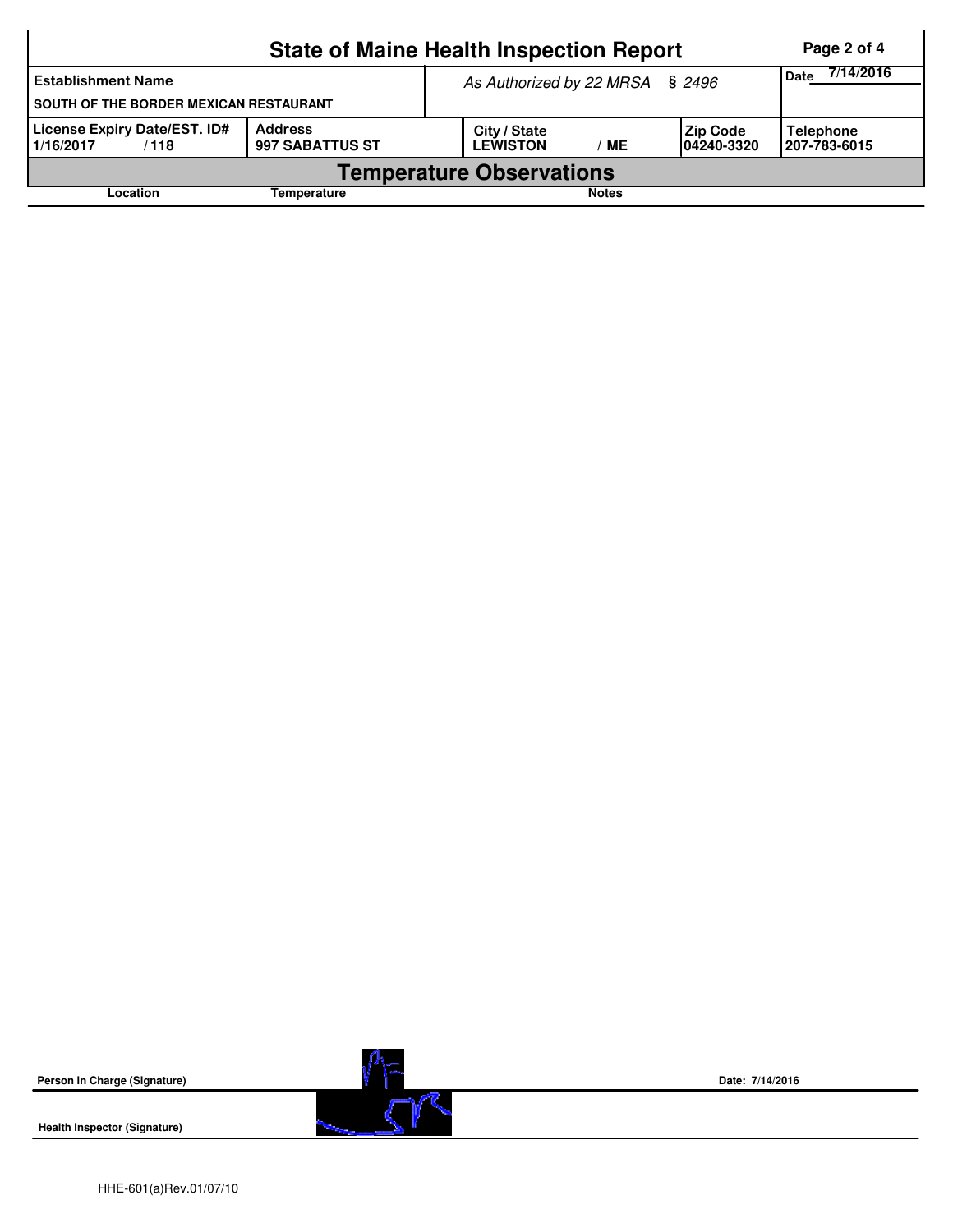# State of Maine Health Inspection Report

| Establishment Name | As Authorized by 22 MRSA § 2496 | | | Date 7/14/2016 |
|---|---|---|---|---|
| SOUTH OF THE BORDER MEXICAN RESTAURANT | | | | |
| **License Expiry Date/EST. ID#** | **Address** | **City / State** | **Zip Code** | **Telephone** |
| 1/16/2017 / 118 | 997 SABATTUS ST | LEWISTON / ME | 04240-3320 | 207-783-6015 |

## Temperature Observations

| Location | Temperature | Notes |
|---|---|---|

**Person in Charge (Signature)** Date: 7/14/2016

**Health Inspector (Signature)**

HHE-601(a)Rev.01/07/10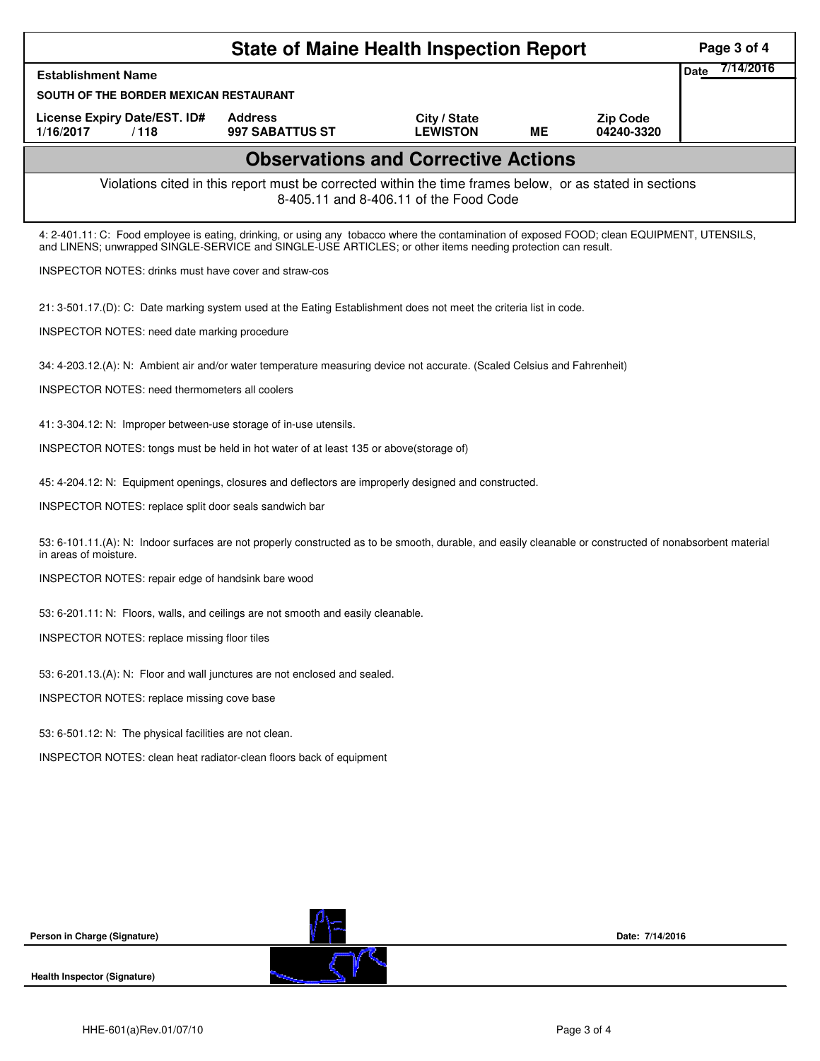# State of Maine Health Inspection Report

| Establishment Name | | | | | Date 7/14/2016 |
|---|---|---|---|---|---|
| SOUTH OF THE BORDER MEXICAN RESTAURANT | | | | | |
| License Expiry Date/EST. ID# | Address | City / State | | Zip Code | |
| 1/16/2017 / 118 | 997 SABATTUS ST | LEWISTON | ME | 04240-3320 | |

## Observations and Corrective Actions

Violations cited in this report must be corrected within the time frames below, or as stated in sections 8-405.11 and 8-406.11 of the Food Code

4: 2-401.11: C: Food employee is eating, drinking, or using any tobacco where the contamination of exposed FOOD; clean EQUIPMENT, UTENSILS, and LINENS; unwrapped SINGLE-SERVICE and SINGLE-USE ARTICLES; or other items needing protection can result.

INSPECTOR NOTES: drinks must have cover and straw-cos

21: 3-501.17.(D): C: Date marking system used at the Eating Establishment does not meet the criteria list in code.

INSPECTOR NOTES: need date marking procedure

34: 4-203.12.(A): N: Ambient air and/or water temperature measuring device not accurate. (Scaled Celsius and Fahrenheit)

INSPECTOR NOTES: need thermometers all coolers

41: 3-304.12: N: Improper between-use storage of in-use utensils.

INSPECTOR NOTES: tongs must be held in hot water of at least 135 or above(storage of)

45: 4-204.12: N: Equipment openings, closures and deflectors are improperly designed and constructed.

INSPECTOR NOTES: replace split door seals sandwich bar

53: 6-101.11.(A): N: Indoor surfaces are not properly constructed as to be smooth, durable, and easily cleanable or constructed of nonabsorbent material in areas of moisture.

INSPECTOR NOTES: repair edge of handsink bare wood

53: 6-201.11: N: Floors, walls, and ceilings are not smooth and easily cleanable.

INSPECTOR NOTES: replace missing floor tiles

53: 6-201.13.(A): N: Floor and wall junctures are not enclosed and sealed.

INSPECTOR NOTES: replace missing cove base

53: 6-501.12: N: The physical facilities are not clean.

INSPECTOR NOTES: clean heat radiator-clean floors back of equipment

Person in Charge (Signature) Date: 7/14/2016

Health Inspector (Signature)

HHE-601(a)Rev.01/07/10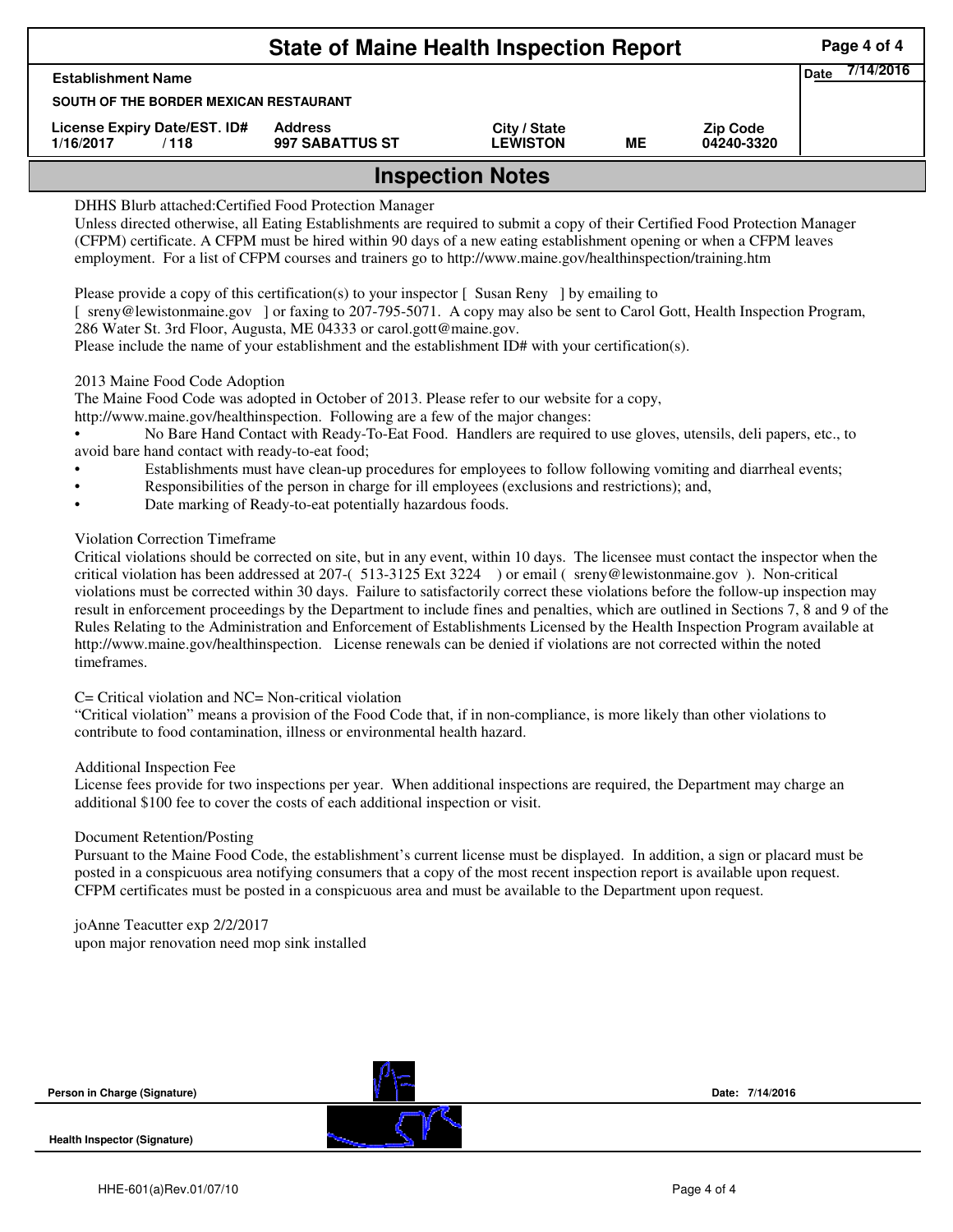# State of Maine Health Inspection Report

| Establishment Name | | | | | Date 7/14/2016 |
|---|---|---|---|---|---|
| SOUTH OF THE BORDER MEXICAN RESTAURANT | | | | | |
| License Expiry Date/EST. ID# | Address | City / State | | Zip Code | |
| 1/16/2017 / 118 | 997 SABATTUS ST | LEWISTON | ME | 04240-3320 | |

## Inspection Notes

DHHS Blurb attached:Certified Food Protection Manager

Unless directed otherwise, all Eating Establishments are required to submit a copy of their Certified Food Protection Manager (CFPM) certificate. A CFPM must be hired within 90 days of a new eating establishment opening or when a CFPM leaves employment. For a list of CFPM courses and trainers go to http://www.maine.gov/healthinspection/training.htm

Please provide a copy of this certification(s) to your inspector [ Susan Reny ] by emailing to [ sreny@lewistonmaine.gov ] or faxing to 207-795-5071. A copy may also be sent to Carol Gott, Health Inspection Program, 286 Water St. 3rd Floor, Augusta, ME 04333 or carol.gott@maine.gov.

Please include the name of your establishment and the establishment ID# with your certification(s).

2013 Maine Food Code Adoption

The Maine Food Code was adopted in October of 2013. Please refer to our website for a copy, http://www.maine.gov/healthinspection. Following are a few of the major changes:

- No Bare Hand Contact with Ready-To-Eat Food. Handlers are required to use gloves, utensils, deli papers, etc., to avoid bare hand contact with ready-to-eat food;
- Establishments must have clean-up procedures for employees to follow following vomiting and diarrheal events;
- Responsibilities of the person in charge for ill employees (exclusions and restrictions); and,
- Date marking of Ready-to-eat potentially hazardous foods.

Violation Correction Timeframe

Critical violations should be corrected on site, but in any event, within 10 days. The licensee must contact the inspector when the critical violation has been addressed at 207-( 513-3125 Ext 3224 ) or email ( sreny@lewistonmaine.gov ). Non-critical violations must be corrected within 30 days. Failure to satisfactorily correct these violations before the follow-up inspection may result in enforcement proceedings by the Department to include fines and penalties, which are outlined in Sections 7, 8 and 9 of the Rules Relating to the Administration and Enforcement of Establishments Licensed by the Health Inspection Program available at http://www.maine.gov/healthinspection. License renewals can be denied if violations are not corrected within the noted timeframes.

C= Critical violation and NC= Non-critical violation

"Critical violation" means a provision of the Food Code that, if in non-compliance, is more likely than other violations to contribute to food contamination, illness or environmental health hazard.

Additional Inspection Fee

License fees provide for two inspections per year. When additional inspections are required, the Department may charge an additional $100 fee to cover the costs of each additional inspection or visit.

Document Retention/Posting

Pursuant to the Maine Food Code, the establishment's current license must be displayed. In addition, a sign or placard must be posted in a conspicuous area notifying consumers that a copy of the most recent inspection report is available upon request. CFPM certificates must be posted in a conspicuous area and must be available to the Department upon request.

joAnne Teacutter exp 2/2/2017

upon major renovation need mop sink installed

**Person in Charge (Signature)** Date: 7/14/2016

**Health Inspector (Signature)**

HHE-601(a)Rev.01/07/10